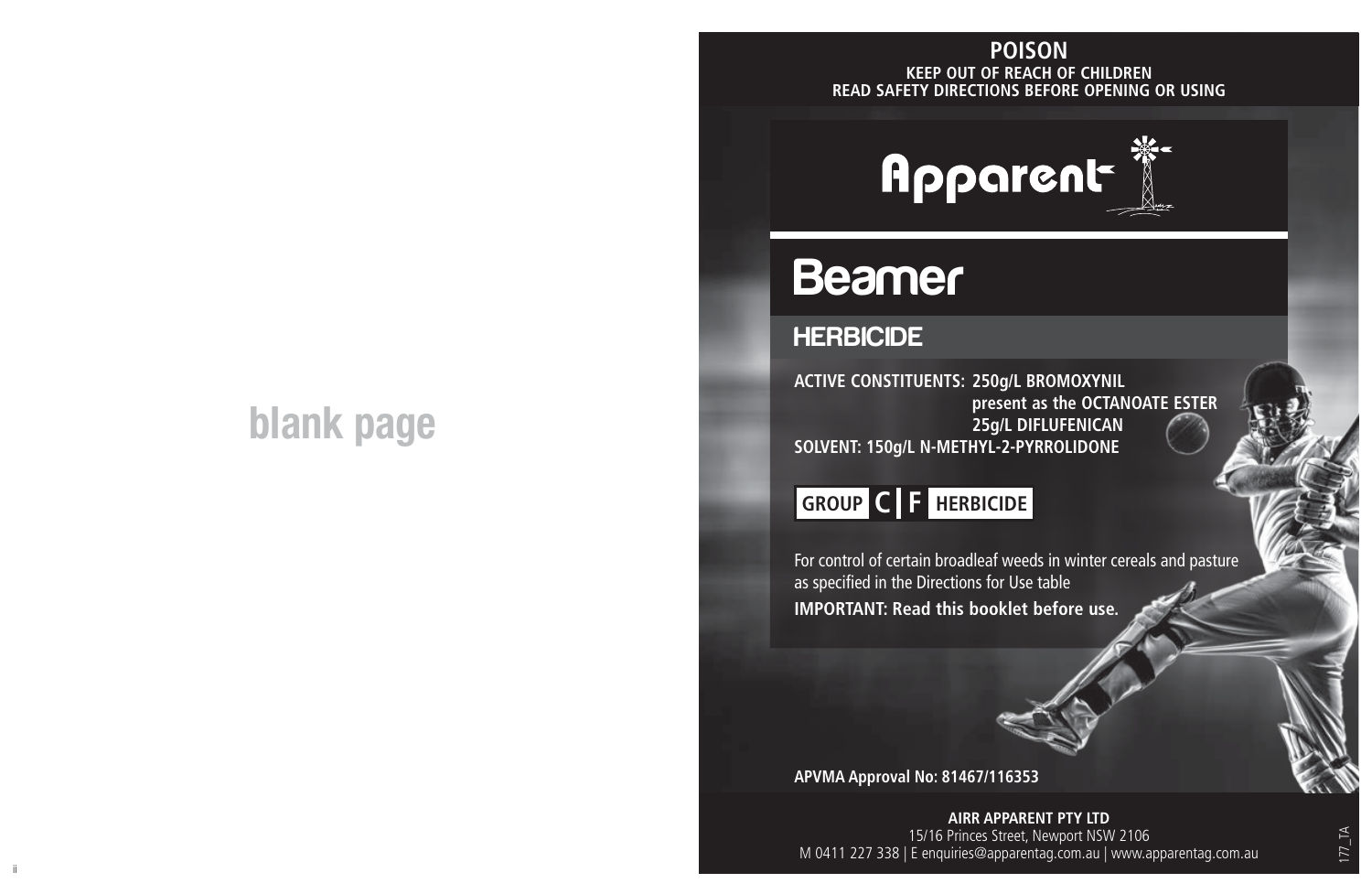blank page

**POISON**

**KEEP OUT OF REACH OF CHILDREN**

**READ SAFETY DIRECTIONS BEFORE OPENING OR USING**

Apparent

# Beamer

## HERBICIDE

**ACTIVE CONSTITUENTS: 250g/L BROMOXYNIL present as the OCTANOATE ESTER 25g/L DIFLUFENICAN**

**SOLVENT: 150g/L N-METHYL-2-PYRROLIDONE**

**GROUP C | F HERBICIDE**

For control of certain broadleaf weeds in winter cereals and pasture as specified in the Directions for Use table

**IMPORTANT: Read this booklet before use.**

**APVMA Approval No: 81467/116353**

**AIRR APPARENT PTY LTD**

15/16 Princes Street, Newport NSW 2106

M 0411 227 338 | E enquiries@apparentag.com.au | www.apparentag.com.au

177_TA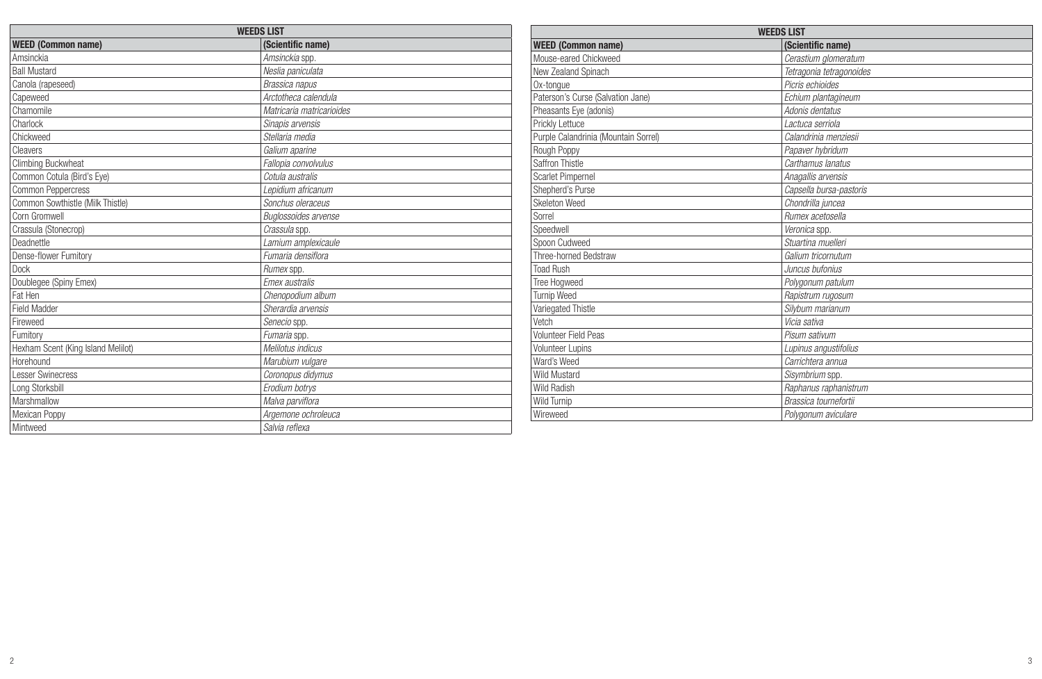| WEEDS LIST | |
|---|---|
| **WEED (Common name)** | **(Scientific name)** |
| Amsinckia | *Amsinckia* spp. |
| Ball Mustard | *Neslia paniculata* |
| Canola (rapeseed) | *Brassica napus* |
| Capeweed | *Arctotheca calendula* |
| Chamomile | *Matricaria matricarioides* |
| Charlock | *Sinapis arvensis* |
| Chickweed | *Stellaria media* |
| Cleavers | *Galium aparine* |
| Climbing Buckwheat | *Fallopia convolvulus* |
| Common Cotula (Bird's Eye) | *Cotula australis* |
| Common Peppercress | *Lepidium africanum* |
| Common Sowthistle (Milk Thistle) | *Sonchus oleraceus* |
| Corn Gromwell | *Buglossoides arvense* |
| Crassula (Stonecrop) | *Crassula* spp. |
| Deadnettle | *Lamium amplexicaule* |
| Dense-flower Fumitory | *Fumaria densiflora* |
| Dock | *Rumex* spp. |
| Doublegee (Spiny Emex) | *Emex australis* |
| Fat Hen | *Chenopodium album* |
| Field Madder | *Sherardia arvensis* |
| Fireweed | *Senecio* spp. |
| Fumitory | *Fumaria* spp. |
| Hexham Scent (King Island Melilot) | *Melilotus indicus* |
| Horehound | *Marubium vulgare* |
| Lesser Swinecress | *Coronopus didymus* |
| Long Storksbill | *Erodium botrys* |
| Marshmallow | *Malva parviflora* |
| Mexican Poppy | *Argemone ochroleuca* |
| Mintweed | *Salvia reflexa* |

| WEEDS LIST | |
|---|---|
| **WEED (Common name)** | **(Scientific name)** |
| Mouse-eared Chickweed | *Cerastium glomeratum* |
| New Zealand Spinach | *Tetragonia tetragonoides* |
| Ox-tongue | *Picris echioides* |
| Paterson's Curse (Salvation Jane) | *Echium plantagineum* |
| Pheasants Eye (adonis) | *Adonis dentatus* |
| Prickly Lettuce | *Lactuca serriola* |
| Purple Calandrinia (Mountain Sorrel) | *Calandrinia menziesii* |
| Rough Poppy | *Papaver hybridum* |
| Saffron Thistle | *Carthamus lanatus* |
| Scarlet Pimpernel | *Anagallis arvensis* |
| Shepherd's Purse | *Capsella bursa-pastoris* |
| Skeleton Weed | *Chondrilla juncea* |
| Sorrel | *Rumex acetosella* |
| Speedwell | *Veronica* spp. |
| Spoon Cudweed | *Stuartina muelleri* |
| Three-horned Bedstraw | *Galium tricornutum* |
| Toad Rush | *Juncus bufonius* |
| Tree Hogweed | *Polygonum patulum* |
| Turnip Weed | *Rapistrum rugosum* |
| Variegated Thistle | *Silybum marianum* |
| Vetch | *Vicia sativa* |
| Volunteer Field Peas | *Pisum sativum* |
| Volunteer Lupins | *Lupinus angustifolius* |
| Ward's Weed | *Carrichtera annua* |
| Wild Mustard | *Sisymbrium* spp. |
| Wild Radish | *Raphanus raphanistrum* |
| Wild Turnip | *Brassica tournefortii* |
| Wireweed | *Polygonum aviculare* |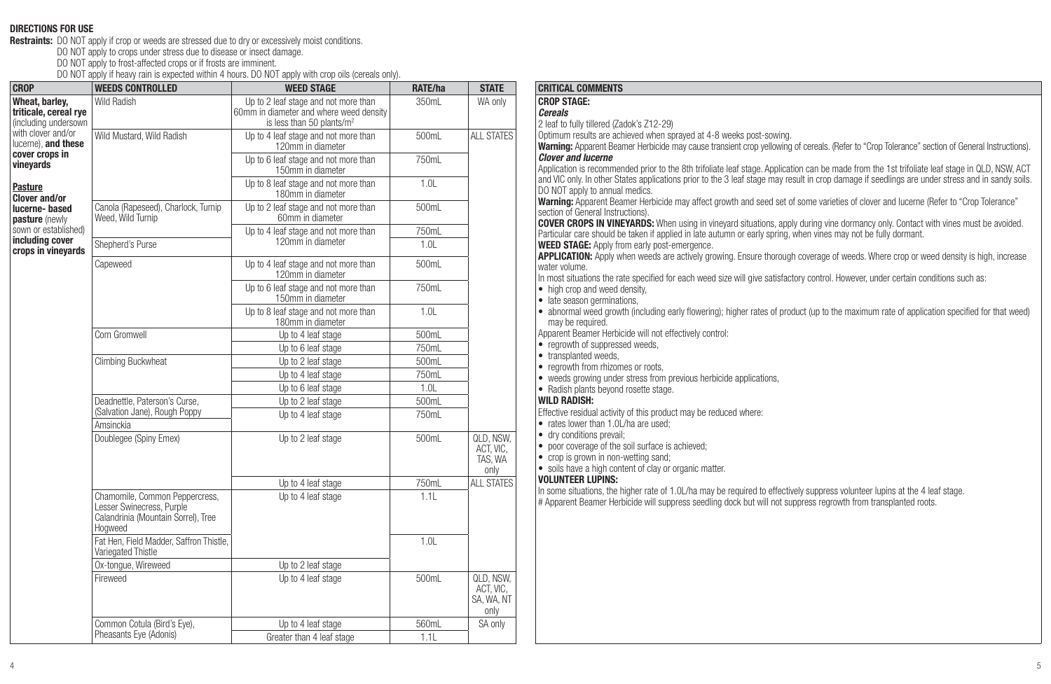**DIRECTIONS FOR USE**

**Restraints:** DO NOT apply if crop or weeds are stressed due to dry or excessively moist conditions.
DO NOT apply to crops under stress due to disease or insect damage.
DO NOT apply to frost-affected crops or if frosts are imminent.
DO NOT apply if heavy rain is expected within 4 hours. DO NOT apply with crop oils (cereals only).

| CROP | WEEDS CONTROLLED | WEED STAGE | RATE/ha | STATE |
|---|---|---|---|---|
| **Wheat, barley, triticale, cereal rye** (including undersown with clover and/or lucerne), **and these cover crops in vineyards** <br><br> **Pasture** <br> **Clover and/or lucerne- based pasture** (newly sown or established) **including cover crops in vineyards** | Wild Radish | Up to 2 leaf stage and not more than 60mm in diameter and where weed density is less than 50 plants/m² | 350mL | WA only |
| | Wild Mustard, Wild Radish | Up to 4 leaf stage and not more than 120mm in diameter | 500mL | ALL STATES |
| | | Up to 6 leaf stage and not more than 150mm in diameter | 750mL | |
| | | Up to 8 leaf stage and not more than 180mm in diameter | 1.0L | |
| | Canola (Rapeseed), Charlock, Turnip Weed, Wild Turnip | Up to 2 leaf stage and not more than 60mm in diameter | 500mL | |
| | | Up to 4 leaf stage and not more than 120mm in diameter | 750mL | |
| | Shepherd's Purse | | 1.0L | |
| | Capeweed | Up to 4 leaf stage and not more than 120mm in diameter | 500mL | |
| | | Up to 6 leaf stage and not more than 150mm in diameter | 750mL | |
| | | Up to 8 leaf stage and not more than 180mm in diameter | 1.0L | |
| | Corn Gromwell | Up to 4 leaf stage | 500mL | |
| | | Up to 6 leaf stage | 750mL | |
| | Climbing Buckwheat | Up to 2 leaf stage | 500mL | |
| | | Up to 4 leaf stage | 750mL | |
| | | Up to 6 leaf stage | 1.0L | |
| | Deadnettle, Paterson's Curse, (Salvation Jane), Rough Poppy | Up to 2 leaf stage | 500mL | |
| | | Up to 4 leaf stage | 750mL | |
| | Amsinckia | | | |
| | Doublegee (Spiny Emex) | Up to 2 leaf stage | 500mL | QLD, NSW, ACT, VIC, TAS, WA only |
| | | Up to 4 leaf stage | 750mL | ALL STATES |
| | Chamomile, Common Peppercress, Lesser Swinecress, Purple Calandrinia (Mountain Sorrel), Tree Hogweed | Up to 4 leaf stage | 1.1L | |
| | Fat Hen, Field Madder, Saffron Thistle, Variegated Thistle | | 1.0L | |
| | Ox-tongue, Wireweed | Up to 2 leaf stage | | |
| | Fireweed | Up to 4 leaf stage | 500mL | QLD, NSW, ACT, VIC, SA, WA, NT only |
| | Common Cotula (Bird's Eye), Pheasants Eye (Adonis) | Up to 4 leaf stage | 560mL | SA only |
| | | Greater than 4 leaf stage | 1.1L | |

**CRITICAL COMMENTS**

**CROP STAGE:**

***Cereals***

2 leaf to fully tillered (Zadok's Z12-29)

Optimum results are achieved when sprayed at 4-8 weeks post-sowing.

**Warning:** Apparent Beamer Herbicide may cause transient crop yellowing of cereals. (Refer to "Crop Tolerance" section of General Instructions).

***Clover and lucerne***

Application is recommended prior to the 8th trifoliate leaf stage. Application can be made from the 1st trifoliate leaf stage in QLD, NSW, ACT and VIC only. In other States applications prior to the 3 leaf stage may result in crop damage if seedlings are under stress and in sandy soils. DO NOT apply to annual medics.

**Warning:** Apparent Beamer Herbicide may affect growth and seed set of some varieties of clover and lucerne (Refer to "Crop Tolerance" section of General Instructions).

**COVER CROPS IN VINEYARDS:** When using in vineyard situations, apply during vine dormancy only. Contact with vines must be avoided. Particular care should be taken if applied in late autumn or early spring, when vines may not be fully dormant.

**WEED STAGE:** Apply from early post-emergence.

**APPLICATION:** Apply when weeds are actively growing. Ensure thorough coverage of weeds. Where crop or weed density is high, increase water volume.

In most situations the rate specified for each weed size will give satisfactory control. However, under certain conditions such as:

- high crop and weed density,
- late season germinations,
- abnormal weed growth (including early flowering); higher rates of product (up to the maximum rate of application specified for that weed) may be required.

Apparent Beamer Herbicide will not effectively control:

- regrowth of suppressed weeds,
- transplanted weeds,
- regrowth from rhizomes or roots,
- weeds growing under stress from previous herbicide applications,
- Radish plants beyond rosette stage.

**WILD RADISH:**

Effective residual activity of this product may be reduced where:

- rates lower than 1.0L/ha are used;
- dry conditions prevail;
- poor coverage of the soil surface is achieved;
- crop is grown in non-wetting sand;
- soils have a high content of clay or organic matter.

**VOLUNTEER LUPINS:**

In some situations, the higher rate of 1.0L/ha may be required to effectively suppress volunteer lupins at the 4 leaf stage.

# Apparent Beamer Herbicide will suppress seedling dock but will not suppress regrowth from transplanted roots.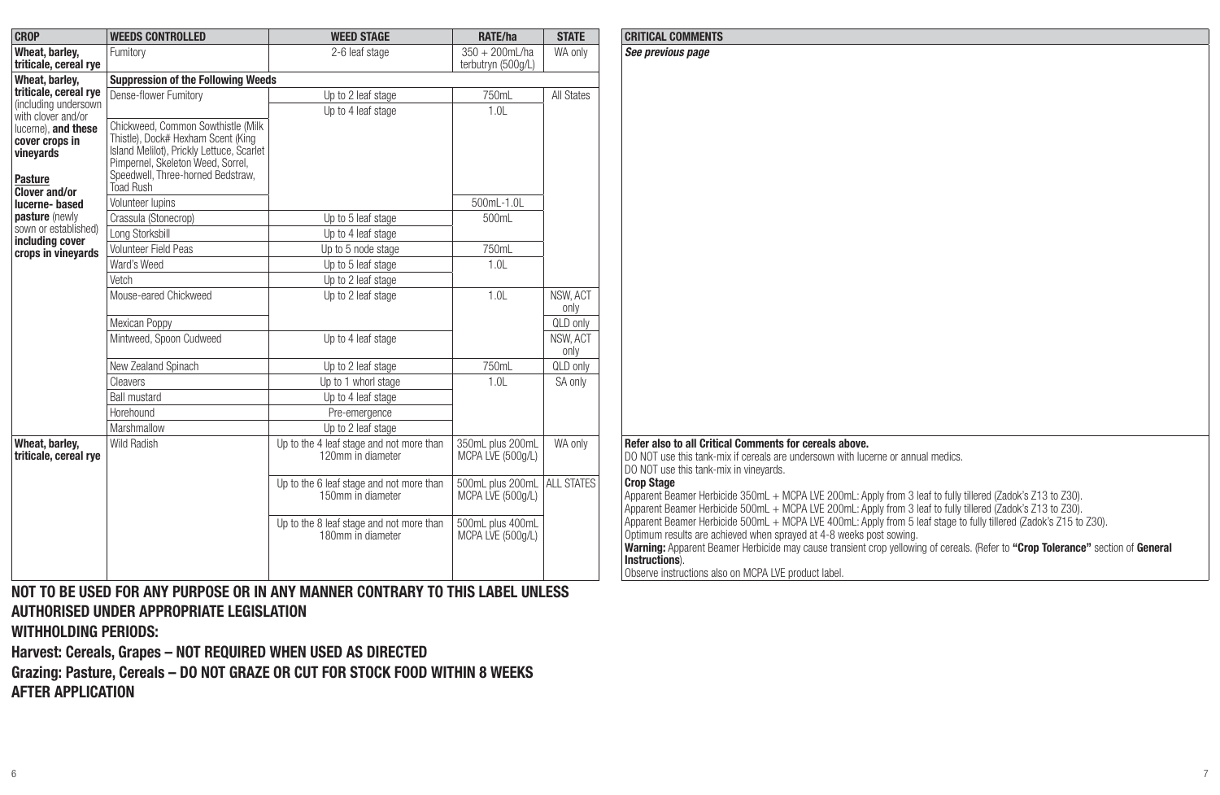| CROP | WEEDS CONTROLLED | WEED STAGE | RATE/ha | STATE | CRITICAL COMMENTS |
|---|---|---|---|---|---|
| **Wheat, barley, triticale, cereal rye** | Fumitory | 2-6 leaf stage | 350 + 200mL/ha terbutryn (500g/L) | WA only | ***See previous page*** |
| **Wheat, barley, triticale, cereal rye** (including undersown with clover and/or lucerne), **and these cover crops in vineyards** <br> **Pasture** <br> **Clover and/or lucerne- based pasture** (newly sown or established) **including cover crops in vineyards** | **Suppression of the Following Weeds** | | | | |
| | Dense-flower Fumitory | Up to 2 leaf stage | 750mL | All States | |
| | | Up to 4 leaf stage | 1.0L | | |
| | Chickweed, Common Sowthistle (Milk Thistle), Dock# Hexham Scent (King Island Melilot), Prickly Lettuce, Scarlet Pimpernel, Skeleton Weed, Sorrel, Speedwell, Three-horned Bedstraw, Toad Rush | | | | |
| | Volunteer lupins | | 500mL-1.0L | | |
| | Crassula (Stonecrop) | Up to 5 leaf stage | 500mL | | |
| | Long Storksbill | Up to 4 leaf stage | | | |
| | Volunteer Field Peas | Up to 5 node stage | 750mL | | |
| | Ward's Weed | Up to 5 leaf stage | 1.0L | | |
| | Vetch | Up to 2 leaf stage | | | |
| | Mouse-eared Chickweed | Up to 2 leaf stage | 1.0L | NSW, ACT only | |
| | Mexican Poppy | | | QLD only | |
| | Mintweed, Spoon Cudweed | Up to 4 leaf stage | | NSW, ACT only | |
| | New Zealand Spinach | Up to 2 leaf stage | 750mL | QLD only | |
| | Cleavers | Up to 1 whorl stage | 1.0L | SA only | |
| | Ball mustard | Up to 4 leaf stage | | | |
| | Horehound | Pre-emergence | | | |
| | Marshmallow | Up to 2 leaf stage | | | |
| **Wheat, barley, triticale, cereal rye** | Wild Radish | Up to the 4 leaf stage and not more than 120mm in diameter | 350mL plus 200mL MCPA LVE (500g/L) | WA only | **Refer also to all Critical Comments for cereals above.** <br> DO NOT use this tank-mix if cereals are undersown with lucerne or annual medics. <br> DO NOT use this tank-mix in vineyards. <br> **Crop Stage** <br> Apparent Beamer Herbicide 350mL + MCPA LVE 200mL: Apply from 3 leaf to fully tillered (Zadok's Z13 to Z30). <br> Apparent Beamer Herbicide 500mL + MCPA LVE 200mL: Apply from 3 leaf to fully tillered (Zadok's Z13 to Z30). <br> Apparent Beamer Herbicide 500mL + MCPA LVE 400mL: Apply from 5 leaf stage to fully tillered (Zadok's Z15 to Z30). <br> Optimum results are achieved when sprayed at 4-8 weeks post sowing. <br> **Warning:** Apparent Beamer Herbicide may cause transient crop yellowing of cereals. (Refer to **"Crop Tolerance"** section of **General Instructions**). <br> Observe instructions also on MCPA LVE product label. |
| | | Up to the 6 leaf stage and not more than 150mm in diameter | 500mL plus 200mL MCPA LVE (500g/L) | ALL STATES | |
| | | Up to the 8 leaf stage and not more than 180mm in diameter | 500mL plus 400mL MCPA LVE (500g/L) | | |

**NOT TO BE USED FOR ANY PURPOSE OR IN ANY MANNER CONTRARY TO THIS LABEL UNLESS AUTHORISED UNDER APPROPRIATE LEGISLATION**

**WITHHOLDING PERIODS:**

**Harvest: Cereals, Grapes – NOT REQUIRED WHEN USED AS DIRECTED**

**Grazing: Pasture, Cereals – DO NOT GRAZE OR CUT FOR STOCK FOOD WITHIN 8 WEEKS AFTER APPLICATION**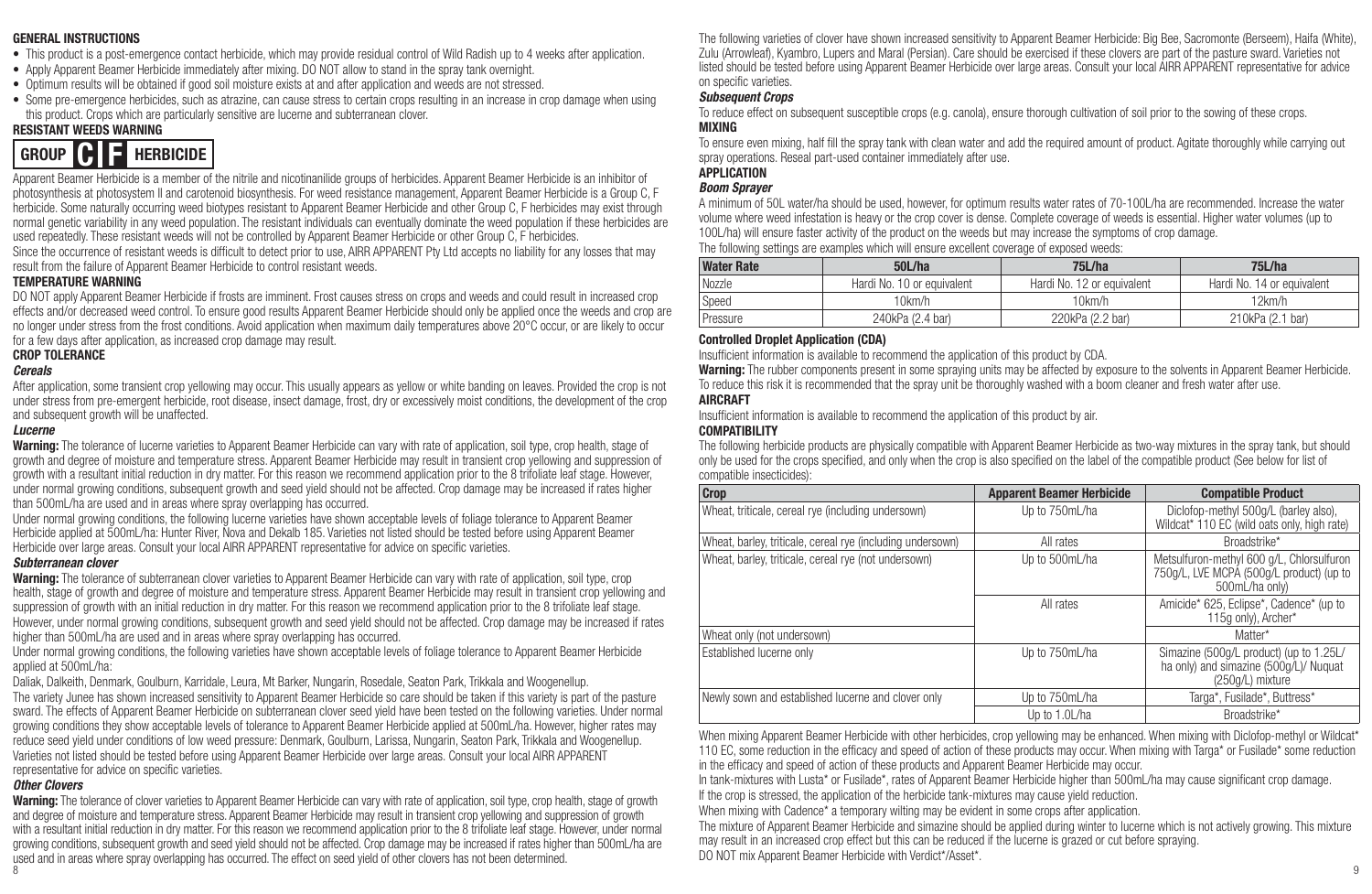## GENERAL INSTRUCTIONS

- This product is a post-emergence contact herbicide, which may provide residual control of Wild Radish up to 4 weeks after application.
- Apply Apparent Beamer Herbicide immediately after mixing. DO NOT allow to stand in the spray tank overnight.
- Optimum results will be obtained if good soil moisture exists at and after application and weeds are not stressed.
- Some pre-emergence herbicides, such as atrazine, can cause stress to certain crops resulting in an increase in crop damage when using this product. Crops which are particularly sensitive are lucerne and subterranean clover.

## RESISTANT WEEDS WARNING

**GROUP C F HERBICIDE**

Apparent Beamer Herbicide is a member of the nitrile and nicotinanilide groups of herbicides. Apparent Beamer Herbicide is an inhibitor of photosynthesis at photosystem II and carotenoid biosynthesis. For weed resistance management, Apparent Beamer Herbicide is a Group C, F herbicide. Some naturally occurring weed biotypes resistant to Apparent Beamer Herbicide and other Group C, F herbicides may exist through normal genetic variability in any weed population. The resistant individuals can eventually dominate the weed population if these herbicides are used repeatedly. These resistant weeds will not be controlled by Apparent Beamer Herbicide or other Group C, F herbicides.

Since the occurrence of resistant weeds is difficult to detect prior to use, AIRR APPARENT Pty Ltd accepts no liability for any losses that may result from the failure of Apparent Beamer Herbicide to control resistant weeds.

## TEMPERATURE WARNING

DO NOT apply Apparent Beamer Herbicide if frosts are imminent. Frost causes stress on crops and weeds and could result in increased crop effects and/or decreased weed control. To ensure good results Apparent Beamer Herbicide should only be applied once the weeds and crop are no longer under stress from the frost conditions. Avoid application when maximum daily temperatures above 20°C occur, or are likely to occur for a few days after application, as increased crop damage may result.

## CROP TOLERANCE

### *Cereals*

After application, some transient crop yellowing may occur. This usually appears as yellow or white banding on leaves. Provided the crop is not under stress from pre-emergent herbicide, root disease, insect damage, frost, dry or excessively moist conditions, the development of the crop and subsequent growth will be unaffected.

### *Lucerne*

**Warning:** The tolerance of lucerne varieties to Apparent Beamer Herbicide can vary with rate of application, soil type, crop health, stage of growth and degree of moisture and temperature stress. Apparent Beamer Herbicide may result in transient crop yellowing and suppression of growth with a resultant initial reduction in dry matter. For this reason we recommend application prior to the 8 trifoliate leaf stage. However, under normal growing conditions, subsequent growth and seed yield should not be affected. Crop damage may be increased if rates higher than 500mL/ha are used and in areas where spray overlapping has occurred.

Under normal growing conditions, the following lucerne varieties have shown acceptable levels of foliage tolerance to Apparent Beamer Herbicide applied at 500mL/ha: Hunter River, Nova and Dekalb 185. Varieties not listed should be tested before using Apparent Beamer Herbicide over large areas. Consult your local AIRR APPARENT representative for advice on specific varieties.

### *Subterranean clover*

**Warning:** The tolerance of subterranean clover varieties to Apparent Beamer Herbicide can vary with rate of application, soil type, crop health, stage of growth and degree of moisture and temperature stress. Apparent Beamer Herbicide may result in transient crop yellowing and suppression of growth with an initial reduction in dry matter. For this reason we recommend application prior to the 8 trifoliate leaf stage. However, under normal growing conditions, subsequent growth and seed yield should not be affected. Crop damage may be increased if rates higher than 500mL/ha are used and in areas where spray overlapping has occurred.

Under normal growing conditions, the following varieties have shown acceptable levels of foliage tolerance to Apparent Beamer Herbicide applied at 500mL/ha:

Daliak, Dalkeith, Denmark, Goulburn, Karridale, Leura, Mt Barker, Nungarin, Rosedale, Seaton Park, Trikkala and Woogenellup.

The variety Junee has shown increased sensitivity to Apparent Beamer Herbicide so care should be taken if this variety is part of the pasture sward. The effects of Apparent Beamer Herbicide on subterranean clover seed yield have been tested on the following varieties. Under normal growing conditions they show acceptable levels of tolerance to Apparent Beamer Herbicide applied at 500mL/ha. However, higher rates may reduce seed yield under conditions of low weed pressure: Denmark, Goulburn, Larissa, Nungarin, Seaton Park, Trikkala and Woogenellup. Varieties not listed should be tested before using Apparent Beamer Herbicide over large areas. Consult your local AIRR APPARENT representative for advice on specific varieties.

### *Other Clovers*

**Warning:** The tolerance of clover varieties to Apparent Beamer Herbicide can vary with rate of application, soil type, crop health, stage of growth and degree of moisture and temperature stress. Apparent Beamer Herbicide may result in transient crop yellowing and suppression of growth with a resultant initial reduction in dry matter. For this reason we recommend application prior to the 8 trifoliate leaf stage. However, under normal growing conditions, subsequent growth and seed yield should not be affected. Crop damage may be increased if rates higher than 500mL/ha are used and in areas where spray overlapping has occurred. The effect on seed yield of other clovers has not been determined.

The following varieties of clover have shown increased sensitivity to Apparent Beamer Herbicide: Big Bee, Sacromonte (Berseem), Haifa (White), Zulu (Arrowleaf), Kyambro, Lupers and Maral (Persian). Care should be exercised if these clovers are part of the pasture sward. Varieties not listed should be tested before using Apparent Beamer Herbicide over large areas. Consult your local AIRR APPARENT representative for advice on specific varieties.

### *Subsequent Crops*

To reduce effect on subsequent susceptible crops (e.g. canola), ensure thorough cultivation of soil prior to the sowing of these crops.

## MIXING

To ensure even mixing, half fill the spray tank with clean water and add the required amount of product. Agitate thoroughly while carrying out spray operations. Reseal part-used container immediately after use.

## APPLICATION

### *Boom Sprayer*

A minimum of 50L water/ha should be used, however, for optimum results water rates of 70-100L/ha are recommended. Increase the water volume where weed infestation is heavy or the crop cover is dense. Complete coverage of weeds is essential. Higher water volumes (up to 100L/ha) will ensure faster activity of the product on the weeds but may increase the symptoms of crop damage.

The following settings are examples which will ensure excellent coverage of exposed weeds:

| Water Rate | 50L/ha | 75L/ha | 75L/ha |
|---|---|---|---|
| Nozzle | Hardi No. 10 or equivalent | Hardi No. 12 or equivalent | Hardi No. 14 or equivalent |
| Speed | 10km/h | 10km/h | 12km/h |
| Pressure | 240kPa (2.4 bar) | 220kPa (2.2 bar) | 210kPa (2.1 bar) |

### Controlled Droplet Application (CDA)

Insufficient information is available to recommend the application of this product by CDA.

**Warning:** The rubber components present in some spraying units may be affected by exposure to the solvents in Apparent Beamer Herbicide. To reduce this risk it is recommended that the spray unit be thoroughly washed with a boom cleaner and fresh water after use.

## AIRCRAFT

Insufficient information is available to recommend the application of this product by air.

## COMPATIBILITY

The following herbicide products are physically compatible with Apparent Beamer Herbicide as two-way mixtures in the spray tank, but should only be used for the crops specified, and only when the crop is also specified on the label of the compatible product (See below for list of compatible insecticides):

| Crop | Apparent Beamer Herbicide | Compatible Product |
|---|---|---|
| Wheat, triticale, cereal rye (including undersown) | Up to 750mL/ha | Diclofop-methyl 500g/L (barley also), Wildcat* 110 EC (wild oats only, high rate) |
| Wheat, barley, triticale, cereal rye (including undersown) | All rates | Broadstrike* |
| Wheat, barley, triticale, cereal rye (not undersown) | Up to 500mL/ha | Metsulfuron-methyl 600 g/L, Chlorsulfuron 750g/L, LVE MCPA (500g/L product) (up to 500mL/ha only) |
| | All rates | Amicide* 625, Eclipse*, Cadence* (up to 115g only), Archer* |
| Wheat only (not undersown) | | Matter* |
| Established lucerne only | Up to 750mL/ha | Simazine (500g/L product) (up to 1.25L/ha only) and simazine (500g/L)/ Nuquat (250g/L) mixture |
| Newly sown and established lucerne and clover only | Up to 750mL/ha | Targa*, Fusilade*, Buttress* |
| | Up to 1.0L/ha | Broadstrike* |

When mixing Apparent Beamer Herbicide with other herbicides, crop yellowing may be enhanced. When mixing with Diclofop-methyl or Wildcat* 110 EC, some reduction in the efficacy and speed of action of these products may occur. When mixing with Targa* or Fusilade* some reduction in the efficacy and speed of action of these products and Apparent Beamer Herbicide may occur.

In tank-mixtures with Lusta* or Fusilade*, rates of Apparent Beamer Herbicide higher than 500mL/ha may cause significant crop damage.

If the crop is stressed, the application of the herbicide tank-mixtures may cause yield reduction.

When mixing with Cadence* a temporary wilting may be evident in some crops after application.

The mixture of Apparent Beamer Herbicide and simazine should be applied during winter to lucerne which is not actively growing. This mixture may result in an increased crop effect but this can be reduced if the lucerne is grazed or cut before spraying.

DO NOT mix Apparent Beamer Herbicide with Verdict*/Asset*.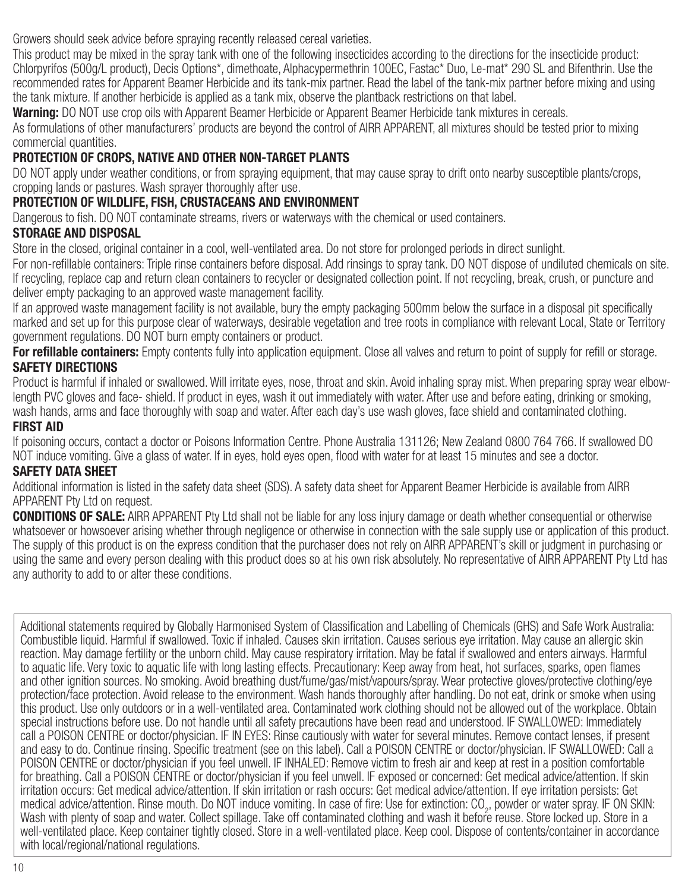Growers should seek advice before spraying recently released cereal varieties.

This product may be mixed in the spray tank with one of the following insecticides according to the directions for the insecticide product: Chlorpyrifos (500g/L product), Decis Options*, dimethoate, Alphacypermethrin 100EC, Fastac* Duo, Le-mat* 290 SL and Bifenthrin. Use the recommended rates for Apparent Beamer Herbicide and its tank-mix partner. Read the label of the tank-mix partner before mixing and using the tank mixture. If another herbicide is applied as a tank mix, observe the plantback restrictions on that label.

**Warning:** DO NOT use crop oils with Apparent Beamer Herbicide or Apparent Beamer Herbicide tank mixtures in cereals.

As formulations of other manufacturers' products are beyond the control of AIRR APPARENT, all mixtures should be tested prior to mixing commercial quantities.

## PROTECTION OF CROPS, NATIVE AND OTHER NON-TARGET PLANTS

DO NOT apply under weather conditions, or from spraying equipment, that may cause spray to drift onto nearby susceptible plants/crops, cropping lands or pastures. Wash sprayer thoroughly after use.

## PROTECTION OF WILDLIFE, FISH, CRUSTACEANS AND ENVIRONMENT

Dangerous to fish. DO NOT contaminate streams, rivers or waterways with the chemical or used containers.

## STORAGE AND DISPOSAL

Store in the closed, original container in a cool, well-ventilated area. Do not store for prolonged periods in direct sunlight.

For non-refillable containers: Triple rinse containers before disposal. Add rinsings to spray tank. DO NOT dispose of undiluted chemicals on site. If recycling, replace cap and return clean containers to recycler or designated collection point. If not recycling, break, crush, or puncture and deliver empty packaging to an approved waste management facility.

If an approved waste management facility is not available, bury the empty packaging 500mm below the surface in a disposal pit specifically marked and set up for this purpose clear of waterways, desirable vegetation and tree roots in compliance with relevant Local, State or Territory government regulations. DO NOT burn empty containers or product.

**For refillable containers:** Empty contents fully into application equipment. Close all valves and return to point of supply for refill or storage.

## SAFETY DIRECTIONS

Product is harmful if inhaled or swallowed. Will irritate eyes, nose, throat and skin. Avoid inhaling spray mist. When preparing spray wear elbow-length PVC gloves and face- shield. If product in eyes, wash it out immediately with water. After use and before eating, drinking or smoking, wash hands, arms and face thoroughly with soap and water. After each day's use wash gloves, face shield and contaminated clothing.

## FIRST AID

If poisoning occurs, contact a doctor or Poisons Information Centre. Phone Australia 131126; New Zealand 0800 764 766. If swallowed DO NOT induce vomiting. Give a glass of water. If in eyes, hold eyes open, flood with water for at least 15 minutes and see a doctor.

## SAFETY DATA SHEET

Additional information is listed in the safety data sheet (SDS). A safety data sheet for Apparent Beamer Herbicide is available from AIRR APPARENT Pty Ltd on request.

**CONDITIONS OF SALE:** AIRR APPARENT Pty Ltd shall not be liable for any loss injury damage or death whether consequential or otherwise whatsoever or howsoever arising whether through negligence or otherwise in connection with the sale supply use or application of this product. The supply of this product is on the express condition that the purchaser does not rely on AIRR APPARENT's skill or judgment in purchasing or using the same and every person dealing with this product does so at his own risk absolutely. No representative of AIRR APPARENT Pty Ltd has any authority to add to or alter these conditions.

Additional statements required by Globally Harmonised System of Classification and Labelling of Chemicals (GHS) and Safe Work Australia: Combustible liquid. Harmful if swallowed. Toxic if inhaled. Causes skin irritation. Causes serious eye irritation. May cause an allergic skin reaction. May damage fertility or the unborn child. May cause respiratory irritation. May be fatal if swallowed and enters airways. Harmful to aquatic life. Very toxic to aquatic life with long lasting effects. Precautionary: Keep away from heat, hot surfaces, sparks, open flames and other ignition sources. No smoking. Avoid breathing dust/fume/gas/mist/vapours/spray. Wear protective gloves/protective clothing/eye protection/face protection. Avoid release to the environment. Wash hands thoroughly after handling. Do not eat, drink or smoke when using this product. Use only outdoors or in a well-ventilated area. Contaminated work clothing should not be allowed out of the workplace. Obtain special instructions before use. Do not handle until all safety precautions have been read and understood. IF SWALLOWED: Immediately call a POISON CENTRE or doctor/physician. IF IN EYES: Rinse cautiously with water for several minutes. Remove contact lenses, if present and easy to do. Continue rinsing. Specific treatment (see on this label). Call a POISON CENTRE or doctor/physician. IF SWALLOWED: Call a POISON CENTRE or doctor/physician if you feel unwell. IF INHALED: Remove victim to fresh air and keep at rest in a position comfortable for breathing. Call a POISON CENTRE or doctor/physician if you feel unwell. IF exposed or concerned: Get medical advice/attention. If skin irritation occurs: Get medical advice/attention. If skin irritation or rash occurs: Get medical advice/attention. If eye irritation persists: Get medical advice/attention. Rinse mouth. Do NOT induce vomiting. In case of fire: Use for extinction: $CO_2$, powder or water spray. IF ON SKIN: Wash with plenty of soap and water. Collect spillage. Take off contaminated clothing and wash it before reuse. Store locked up. Store in a well-ventilated place. Keep container tightly closed. Store in a well-ventilated place. Keep cool. Dispose of contents/container in accordance with local/regional/national regulations.